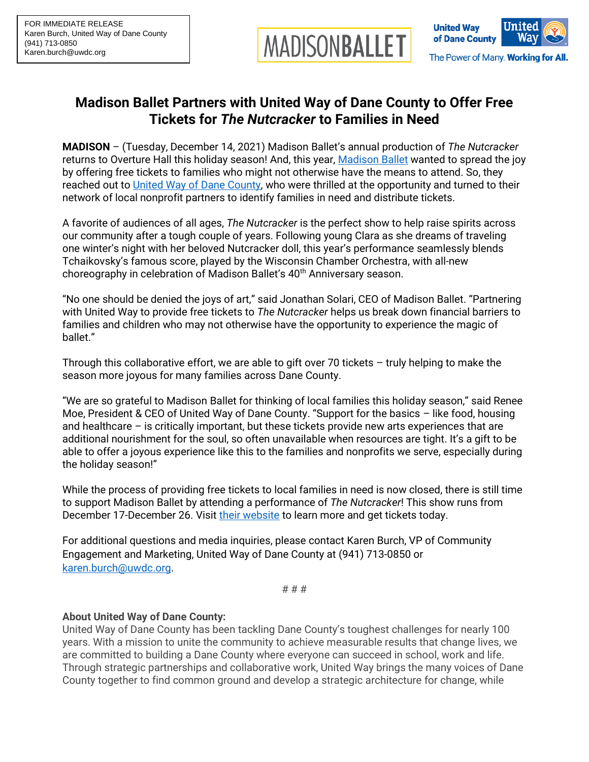FOR IMMEDIATE RELEASE
Karen Burch, United Way of Dane County
(941) 713-0850
Karen.burch@uwdc.org

MADISONBALLET

United Way of Dane County

The Power of Many. **Working for All.**

# Madison Ballet Partners with United Way of Dane County to Offer Free Tickets for *The Nutcracker* to Families in Need

**MADISON** – (Tuesday, December 14, 2021) Madison Ballet's annual production of *The Nutcracker* returns to Overture Hall this holiday season! And, this year, Madison Ballet wanted to spread the joy by offering free tickets to families who might not otherwise have the means to attend. So, they reached out to United Way of Dane County, who were thrilled at the opportunity and turned to their network of local nonprofit partners to identify families in need and distribute tickets.

A favorite of audiences of all ages, *The Nutcracker* is the perfect show to help raise spirits across our community after a tough couple of years. Following young Clara as she dreams of traveling one winter's night with her beloved Nutcracker doll, this year's performance seamlessly blends Tchaikovsky's famous score, played by the Wisconsin Chamber Orchestra, with all-new choreography in celebration of Madison Ballet's 40th Anniversary season.

"No one should be denied the joys of art," said Jonathan Solari, CEO of Madison Ballet. "Partnering with United Way to provide free tickets to *The Nutcracker* helps us break down financial barriers to families and children who may not otherwise have the opportunity to experience the magic of ballet."

Through this collaborative effort, we are able to gift over 70 tickets – truly helping to make the season more joyous for many families across Dane County.

"We are so grateful to Madison Ballet for thinking of local families this holiday season," said Renee Moe, President & CEO of United Way of Dane County. "Support for the basics – like food, housing and healthcare – is critically important, but these tickets provide new arts experiences that are additional nourishment for the soul, so often unavailable when resources are tight. It's a gift to be able to offer a joyous experience like this to the families and nonprofits we serve, especially during the holiday season!"

While the process of providing free tickets to local families in need is now closed, there is still time to support Madison Ballet by attending a performance of *The Nutcracker*! This show runs from December 17-December 26. Visit their website to learn more and get tickets today.

For additional questions and media inquiries, please contact Karen Burch, VP of Community Engagement and Marketing, United Way of Dane County at (941) 713-0850 or karen.burch@uwdc.org.

# # #

**About United Way of Dane County:**

United Way of Dane County has been tackling Dane County's toughest challenges for nearly 100 years. With a mission to unite the community to achieve measurable results that change lives, we are committed to building a Dane County where everyone can succeed in school, work and life. Through strategic partnerships and collaborative work, United Way brings the many voices of Dane County together to find common ground and develop a strategic architecture for change, while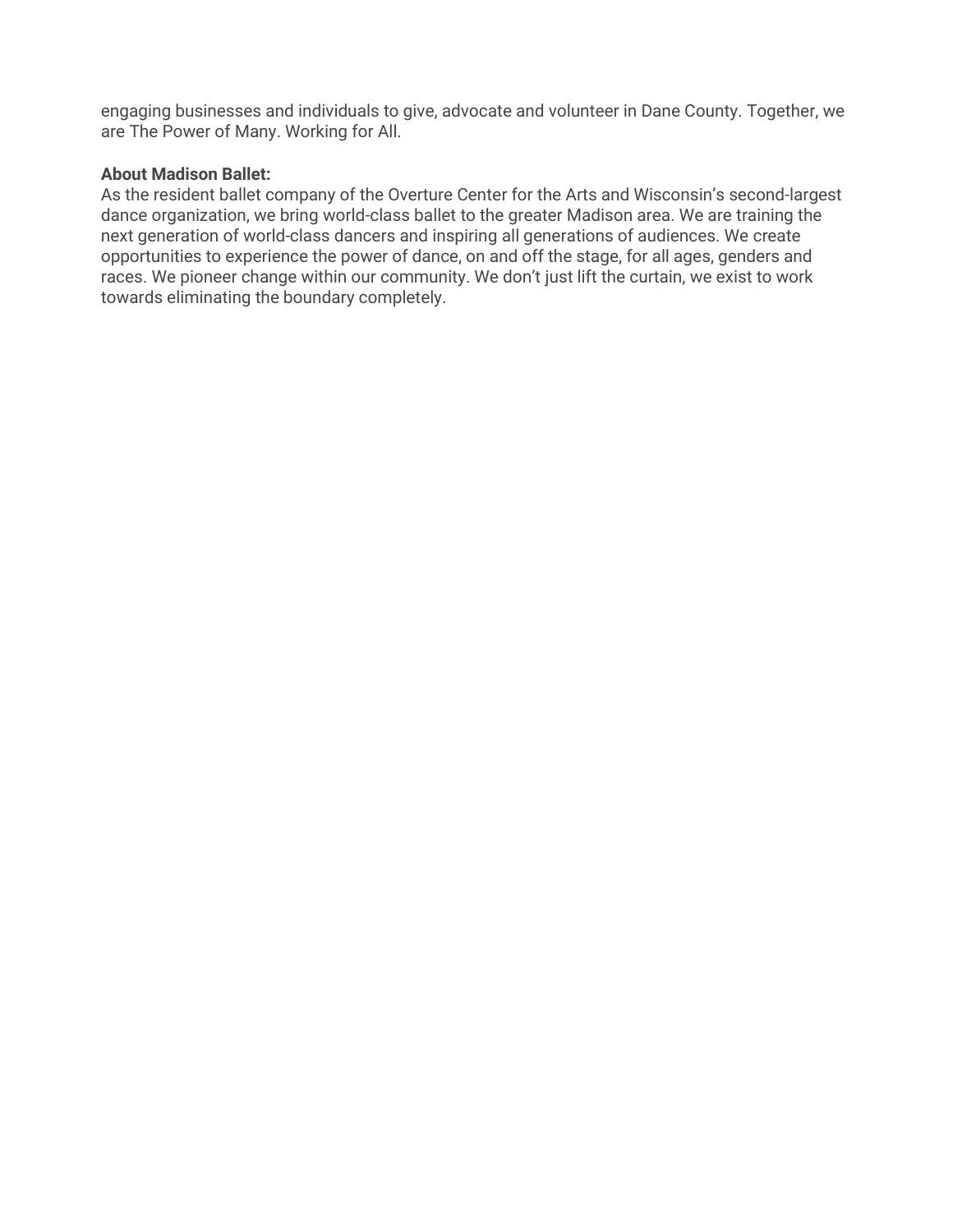engaging businesses and individuals to give, advocate and volunteer in Dane County. Together, we are The Power of Many. Working for All.

**About Madison Ballet:**

As the resident ballet company of the Overture Center for the Arts and Wisconsin's second-largest dance organization, we bring world-class ballet to the greater Madison area. We are training the next generation of world-class dancers and inspiring all generations of audiences. We create opportunities to experience the power of dance, on and off the stage, for all ages, genders and races. We pioneer change within our community. We don't just lift the curtain, we exist to work towards eliminating the boundary completely.